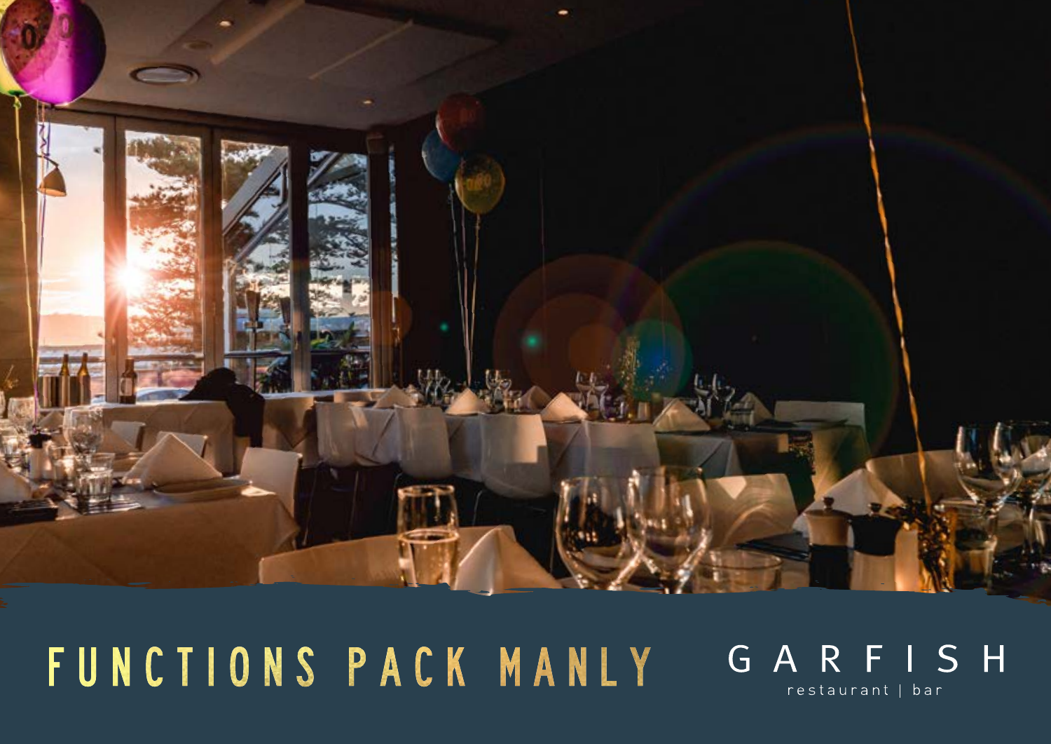# FUNCTIONS PACK MANLY

GARFISH

restaurant | bar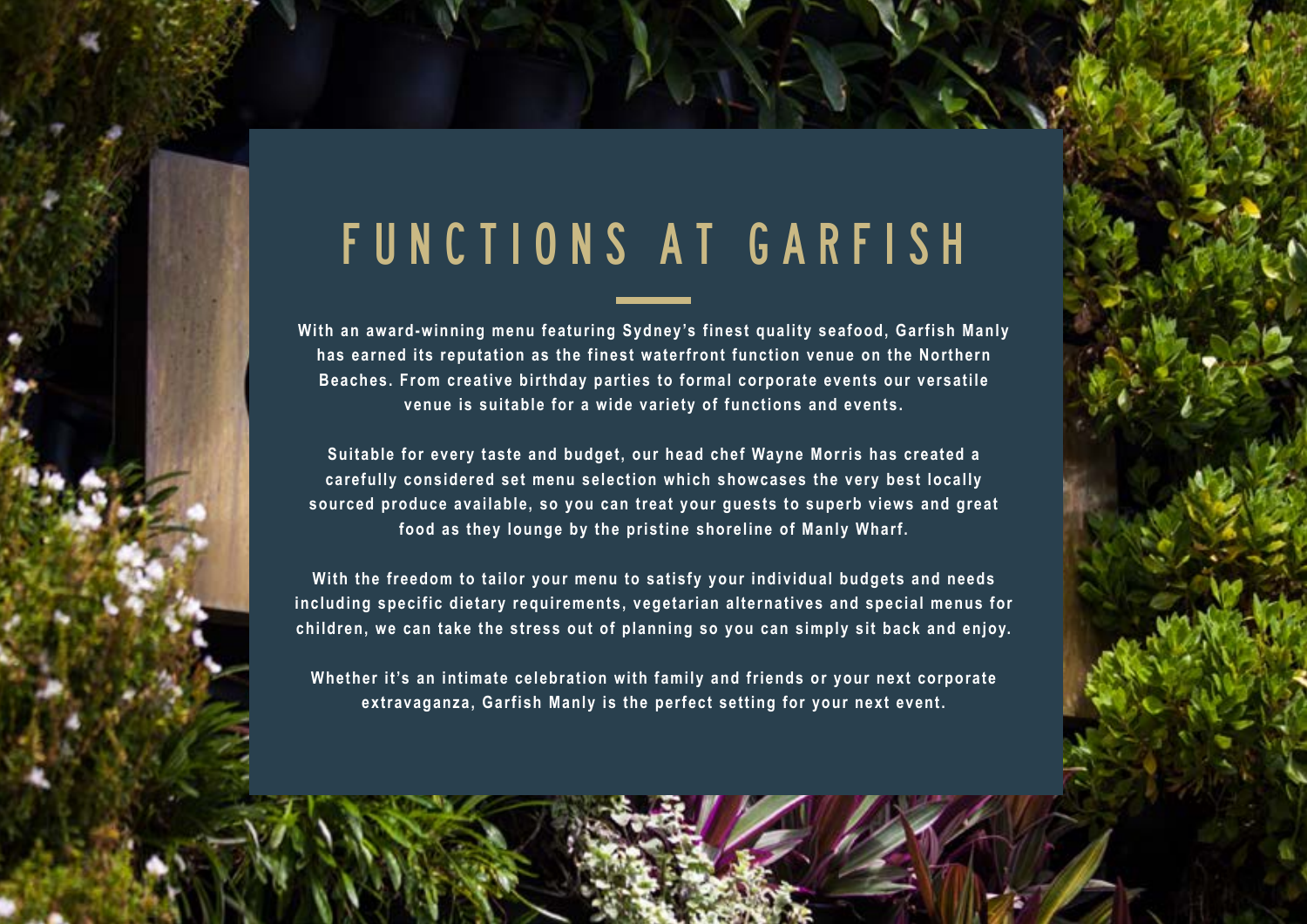# FUNCTIONS AT GARFISH

With an award-winning menu featuring Sydney's finest quality seafood, Garfish Manly has earned its reputation as the finest waterfront function venue on the Northern Beaches. From creative birthday parties to formal corporate events our versatile venue is suitable for a wide variety of functions and events.

Suitable for every taste and budget, our head chef Wayne Morris has created a carefully considered set menu selection which showcases the very best locally sourced produce available, so you can treat your guests to superb views and great food as they lounge by the pristine shoreline of Manly Wharf.

With the freedom to tailor your menu to satisfy your individual budgets and needs including specific dietary requirements, vegetarian alternatives and special menus for children, we can take the stress out of planning so you can simply sit back and enjoy.

Whether it's an intimate celebration with family and friends or your next corporate extravaganza, Garfish Manly is the perfect setting for your next event.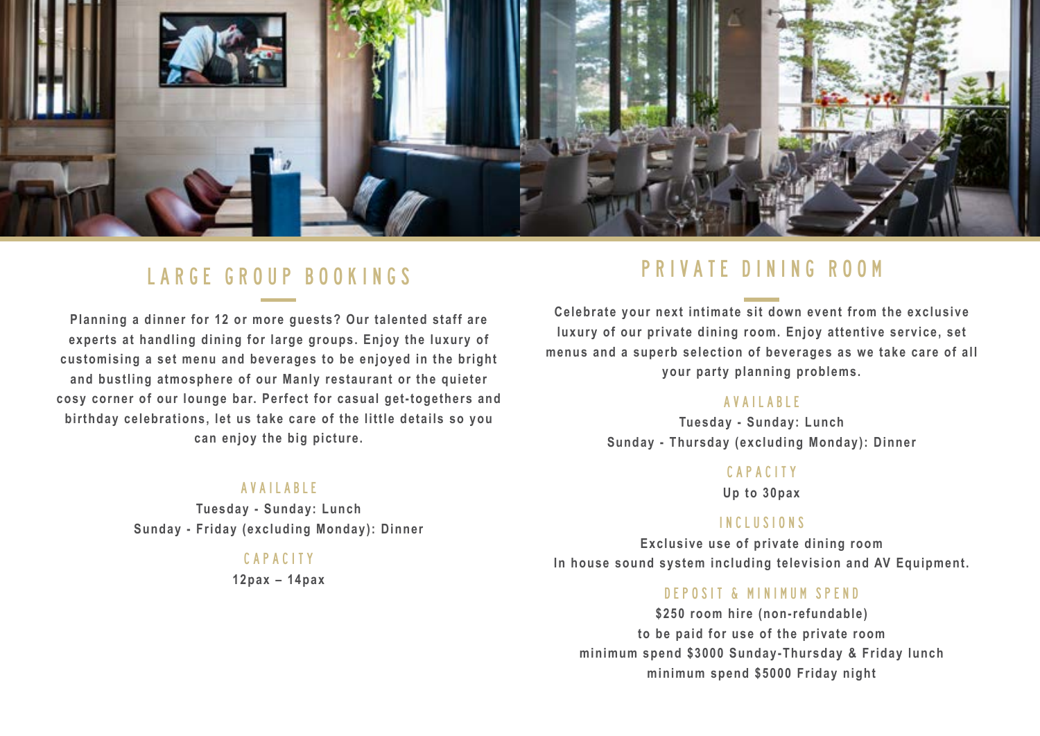## LARGE GROUP BOOKINGS

**Planning a dinner for 12 or more guests? Our talented staff are experts at handling dining for large groups. Enjoy the luxury of customising a set menu and beverages to be enjoyed in the bright and bustling atmosphere of our Manly restaurant or the quieter cosy corner of our lounge bar. Perfect for casual get-togethers and birthday celebrations, let us take care of the little details so you can enjoy the big picture.**

### AVAILABLE

**Tuesday - Sunday: Lunch**
**Sunday - Friday (excluding Monday): Dinner**

### CAPACITY

**12pax – 14pax**

## PRIVATE DINING ROOM

**Celebrate your next intimate sit down event from the exclusive luxury of our private dining room. Enjoy attentive service, set menus and a superb selection of beverages as we take care of all your party planning problems.**

### AVAILABLE

**Tuesday - Sunday: Lunch**
**Sunday - Thursday (excluding Monday): Dinner**

### CAPACITY

**Up to 30pax**

### INCLUSIONS

**Exclusive use of private dining room**
**In house sound system including television and AV Equipment.**

### DEPOSIT & MINIMUM SPEND

**$250 room hire (non-refundable)**
**to be paid for use of the private room**
**minimum spend $3000 Sunday-Thursday & Friday lunch**
**minimum spend $5000 Friday night**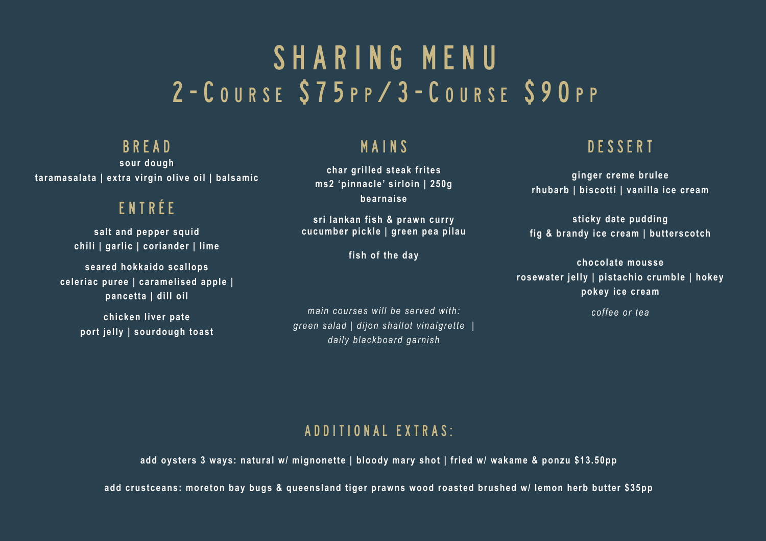# SHARING MENU

## 2-Course $75pp/3-Course $90pp

### BREAD

**sour dough**
**taramasalata | extra virgin olive oil | balsamic**

### ENTRÉE

**salt and pepper squid**
**chili | garlic | coriander | lime**

**seared hokkaido scallops**
**celeriac puree | caramelised apple | pancetta | dill oil**

**chicken liver pate**
**port jelly | sourdough toast**

### MAINS

**char grilled steak frites**
**ms2 'pinnacle' sirloin | 250g**
**bearnaise**

**sri lankan fish & prawn curry**
**cucumber pickle | green pea pilau**

**fish of the day**

*main courses will be served with:*
*green salad | dijon shallot vinaigrette | daily blackboard garnish*

### DESSERT

**ginger creme brulee**
**rhubarb | biscotti | vanilla ice cream**

**sticky date pudding**
**fig & brandy ice cream | butterscotch**

**chocolate mousse**
**rosewater jelly | pistachio crumble | hokey pokey ice cream**

*coffee or tea*

### ADDITIONAL EXTRAS:

**add oysters 3 ways: natural w/ mignonette | bloody mary shot | fried w/ wakame & ponzu $13.50pp**

**add crustceans: moreton bay bugs & queensland tiger prawns wood roasted brushed w/ lemon herb butter $35pp**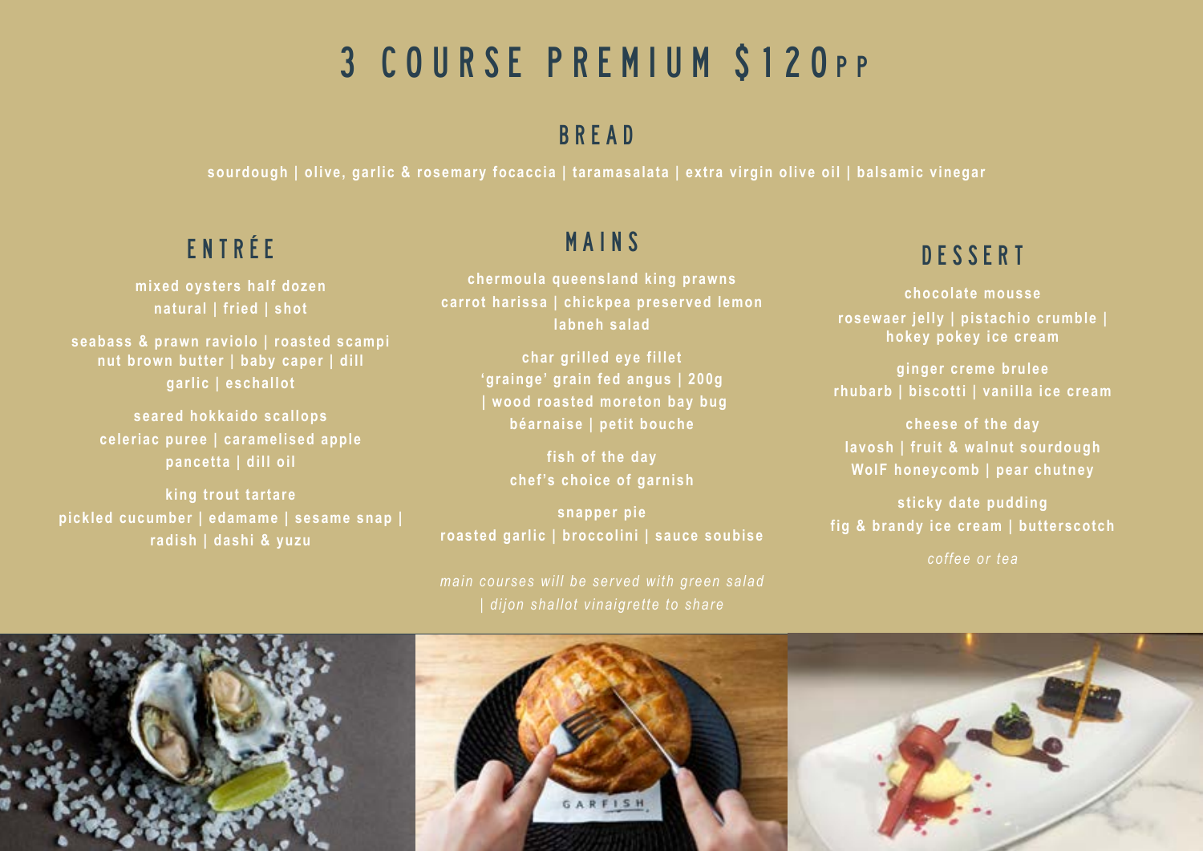# 3 COURSE PREMIUM $120PP

## BREAD

sourdough | olive, garlic & rosemary focaccia | taramasalata | extra virgin olive oil | balsamic vinegar

## ENTRÉE

**mixed oysters half dozen**
natural | fried | shot

**seabass & prawn raviolo | roasted scampi**
nut brown butter | baby caper | dill
garlic | eschallot

**seared hokkaido scallops**
celeriac puree | caramelised apple
pancetta | dill oil

**king trout tartare**
pickled cucumber | edamame | sesame snap |
radish | dashi & yuzu

## MAINS

**chermoula queensland king prawns**
carrot harissa | chickpea preserved lemon
labneh salad

**char grilled eye fillet**
'grainge' grain fed angus | 200g
| wood roasted moreton bay bug
béarnaise | petit bouche

**fish of the day**
chef's choice of garnish

**snapper pie**
roasted garlic | broccolini | sauce soubise

*main courses will be served with green salad*
*| dijon shallot vinaigrette to share*

## DESSERT

**chocolate mousse**
rosewaer jelly | pistachio crumble |
hokey pokey ice cream

**ginger creme brulee**
rhubarb | biscotti | vanilla ice cream

**cheese of the day**
lavosh | fruit & walnut sourdough
WolF honeycomb | pear chutney

**sticky date pudding**
fig & brandy ice cream | butterscotch

*coffee or tea*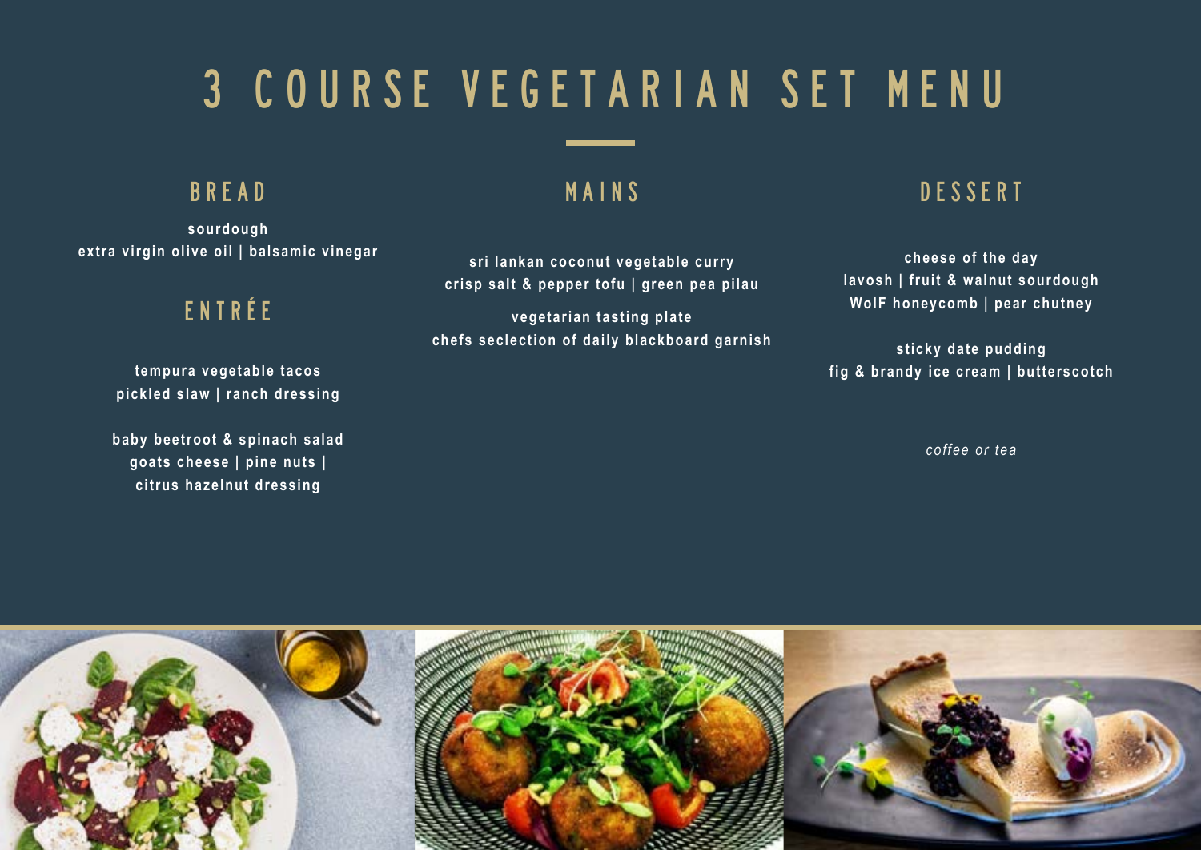# 3 COURSE VEGETARIAN SET MENU

## BREAD

**sourdough**
**extra virgin olive oil | balsamic vinegar**

## ENTRÉE

**tempura vegetable tacos**
**pickled slaw | ranch dressing**

**baby beetroot & spinach salad**
**goats cheese | pine nuts |**
**citrus hazelnut dressing**

## MAINS

**sri lankan coconut vegetable curry**
**crisp salt & pepper tofu | green pea pilau**

**vegetarian tasting plate**
**chefs seclection of daily blackboard garnish**

## DESSERT

**cheese of the day**
**lavosh | fruit & walnut sourdough**
**WolF honeycomb | pear chutney**

**sticky date pudding**
**fig & brandy ice cream | butterscotch**

*coffee or tea*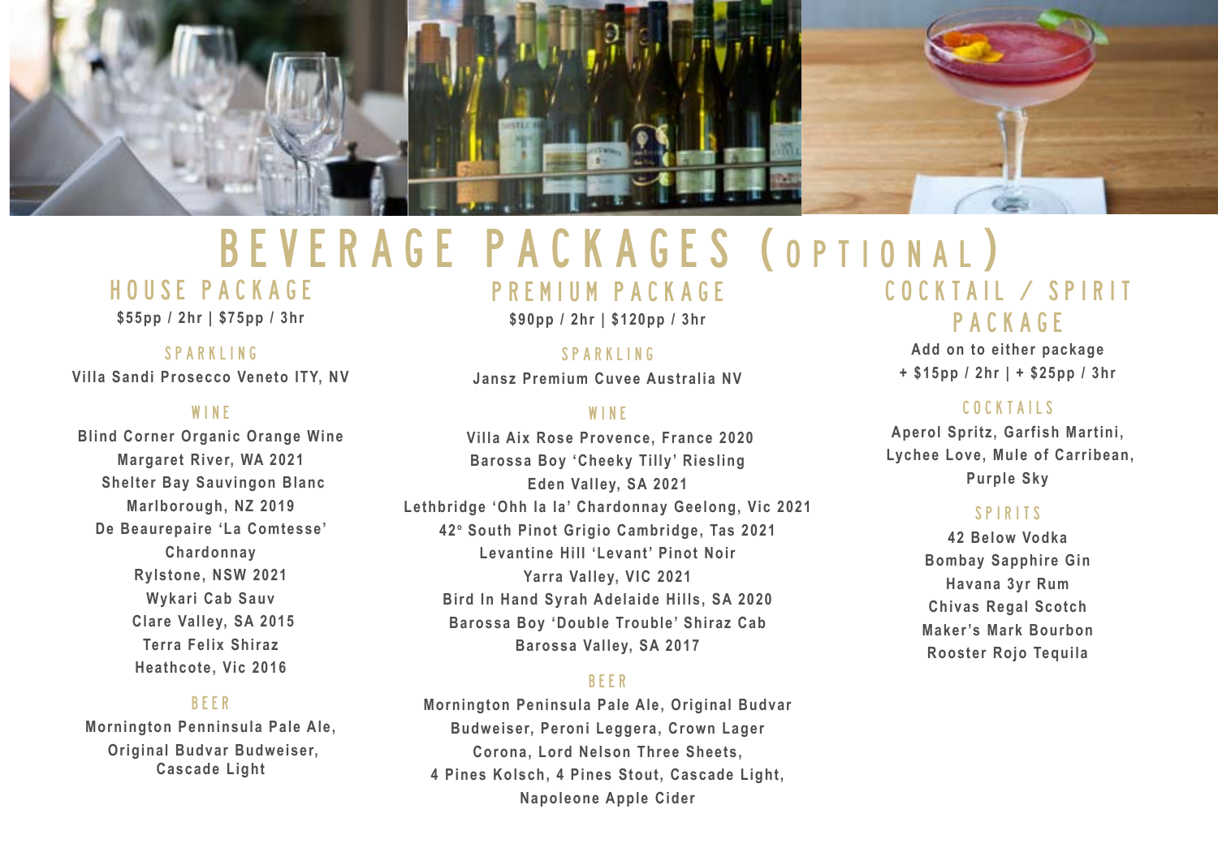# BEVERAGE PACKAGES (OPTIONAL)

## HOUSE PACKAGE

**$55pp / 2hr | $75pp / 3hr**

### SPARKLING

Villa Sandi Prosecco Veneto ITY, NV

### WINE

Blind Corner Organic Orange Wine
Margaret River, WA 2021
Shelter Bay Sauvingon Blanc
Marlborough, NZ 2019
De Beaurepaire 'La Comtesse'
Chardonnay
Rylstone, NSW 2021
Wykari Cab Sauv
Clare Valley, SA 2015
Terra Felix Shiraz
Heathcote, Vic 2016

### BEER

Mornington Penninsula Pale Ale,
Original Budvar Budweiser,
Cascade Light

## PREMIUM PACKAGE

**$90pp / 2hr | $120pp / 3hr**

### SPARKLING

Jansz Premium Cuvee Australia NV

### WINE

Villa Aix Rose Provence, France 2020
Barossa Boy 'Cheeky Tilly' Riesling
Eden Valley, SA 2021
Lethbridge 'Ohh la la' Chardonnay Geelong, Vic 2021
42° South Pinot Grigio Cambridge, Tas 2021
Levantine Hill 'Levant' Pinot Noir
Yarra Valley, VIC 2021
Bird In Hand Syrah Adelaide Hills, SA 2020
Barossa Boy 'Double Trouble' Shiraz Cab
Barossa Valley, SA 2017

### BEER

Mornington Peninsula Pale Ale, Original Budvar
Budweiser, Peroni Leggera, Crown Lager
Corona, Lord Nelson Three Sheets,
4 Pines Kolsch, 4 Pines Stout, Cascade Light,
Napoleone Apple Cider

## COCKTAIL / SPIRIT PACKAGE

**Add on to either package**
**+ $15pp / 2hr | + $25pp / 3hr**

### COCKTAILS

Aperol Spritz, Garfish Martini,
Lychee Love, Mule of Carribean,
Purple Sky

### SPIRITS

42 Below Vodka
Bombay Sapphire Gin
Havana 3yr Rum
Chivas Regal Scotch
Maker's Mark Bourbon
Rooster Rojo Tequila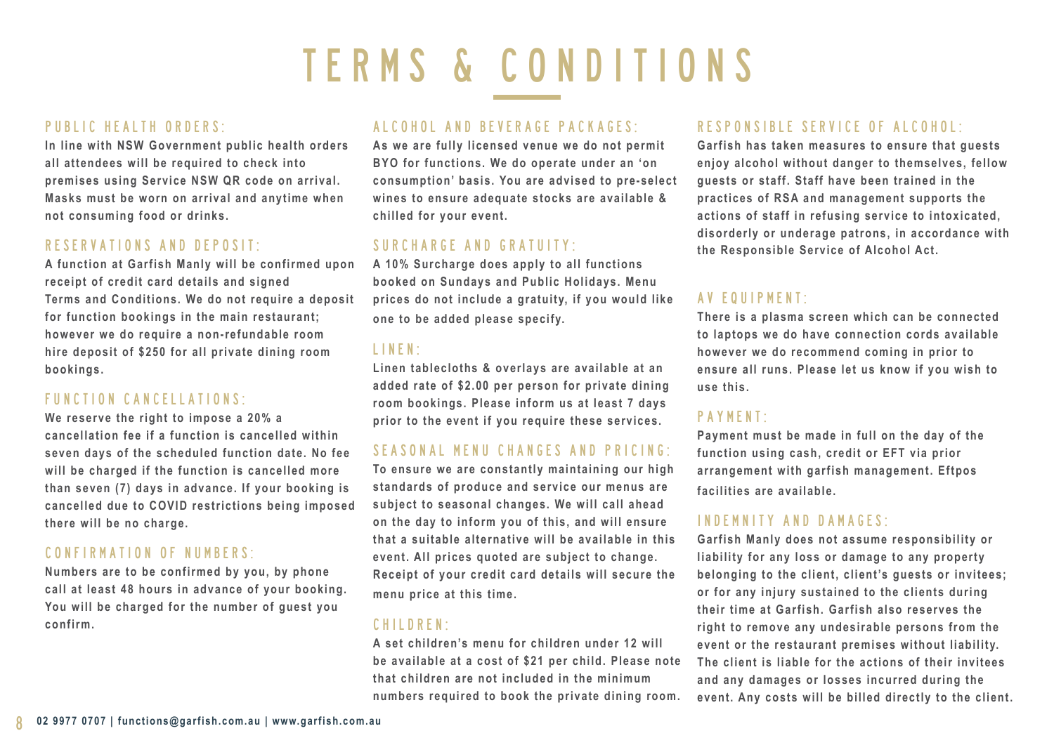# TERMS & CONDITIONS

## PUBLIC HEALTH ORDERS:

In line with NSW Government public health orders all attendees will be required to check into premises using Service NSW QR code on arrival. Masks must be worn on arrival and anytime when not consuming food or drinks.

## RESERVATIONS AND DEPOSIT:

A function at Garfish Manly will be confirmed upon receipt of credit card details and signed Terms and Conditions. We do not require a deposit for function bookings in the main restaurant; however we do require a non-refundable room hire deposit of $250 for all private dining room bookings.

## FUNCTION CANCELLATIONS:

We reserve the right to impose a 20% a cancellation fee if a function is cancelled within seven days of the scheduled function date. No fee will be charged if the function is cancelled more than seven (7) days in advance. If your booking is cancelled due to COVID restrictions being imposed there will be no charge.

## CONFIRMATION OF NUMBERS:

Numbers are to be confirmed by you, by phone call at least 48 hours in advance of your booking. You will be charged for the number of guest you confirm.

## ALCOHOL AND BEVERAGE PACKAGES:

As we are fully licensed venue we do not permit BYO for functions. We do operate under an 'on consumption' basis. You are advised to pre-select wines to ensure adequate stocks are available & chilled for your event.

## SURCHARGE AND GRATUITY:

A 10% Surcharge does apply to all functions booked on Sundays and Public Holidays. Menu prices do not include a gratuity, if you would like one to be added please specify.

## LINEN:

Linen tablecloths & overlays are available at an added rate of $2.00 per person for private dining room bookings. Please inform us at least 7 days prior to the event if you require these services.

## SEASONAL MENU CHANGES AND PRICING:

To ensure we are constantly maintaining our high standards of produce and service our menus are subject to seasonal changes. We will call ahead on the day to inform you of this, and will ensure that a suitable alternative will be available in this event. All prices quoted are subject to change. Receipt of your credit card details will secure the menu price at this time.

## CHILDREN:

A set children's menu for children under 12 will be available at a cost of $21 per child. Please note that children are not included in the minimum numbers required to book the private dining room.

## RESPONSIBLE SERVICE OF ALCOHOL:

Garfish has taken measures to ensure that guests enjoy alcohol without danger to themselves, fellow guests or staff. Staff have been trained in the practices of RSA and management supports the actions of staff in refusing service to intoxicated, disorderly or underage patrons, in accordance with the Responsible Service of Alcohol Act.

## AV EQUIPMENT:

There is a plasma screen which can be connected to laptops we do have connection cords available however we do recommend coming in prior to ensure all runs. Please let us know if you wish to use this.

## PAYMENT:

Payment must be made in full on the day of the function using cash, credit or EFT via prior arrangement with garfish management. Eftpos facilities are available.

## INDEMNITY AND DAMAGES:

Garfish Manly does not assume responsibility or liability for any loss or damage to any property belonging to the client, client's guests or invitees; or for any injury sustained to the clients during their time at Garfish. Garfish also reserves the right to remove any undesirable persons from the event or the restaurant premises without liability. The client is liable for the actions of their invitees and any damages or losses incurred during the event. Any costs will be billed directly to the client.

02 9977 0707 | functions@garfish.com.au | www.garfish.com.au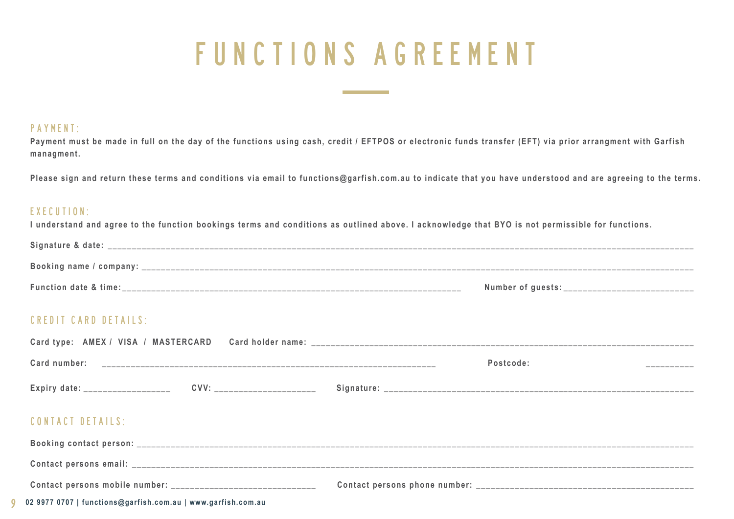# FUNCTIONS AGREEMENT

## PAYMENT:

**Payment must be made in full on the day of the functions using cash, credit / EFTPOS or electronic funds transfer (EFT) via prior arrangment with Garfish managment.**

**Please sign and return these terms and conditions via email to functions@garfish.com.au to indicate that you have understood and are agreeing to the terms.**

## EXECUTION:

**I understand and agree to the function bookings terms and conditions as outlined above. I acknowledge that BYO is not permissible for functions.**

**Signature & date:** ________________________________________________________________________________________________

**Booking name / company:** ________________________________________________________________________________________________

**Function date & time:**________________________________________________________________________ **Number of guests:**____________________________

## CREDIT CARD DETAILS:

**Card type: AMEX / VISA / MASTERCARD** **Card holder name:** ________________________________________________________________________________

**Card number:** ________________________________________________________________________ **Postcode:** __________

**Expiry date:** __________________ **CVV:** _____________________ **Signature:** _____________________________________________________________________

## CONTACT DETAILS:

**Booking contact person:** ________________________________________________________________________________________________

**Contact persons email:** ________________________________________________________________________________________________

**Contact persons mobile number:** ______________________________ **Contact persons phone number:** ______________________________________________

**02 9977 0707 | functions@garfish.com.au | www.garfish.com.au**